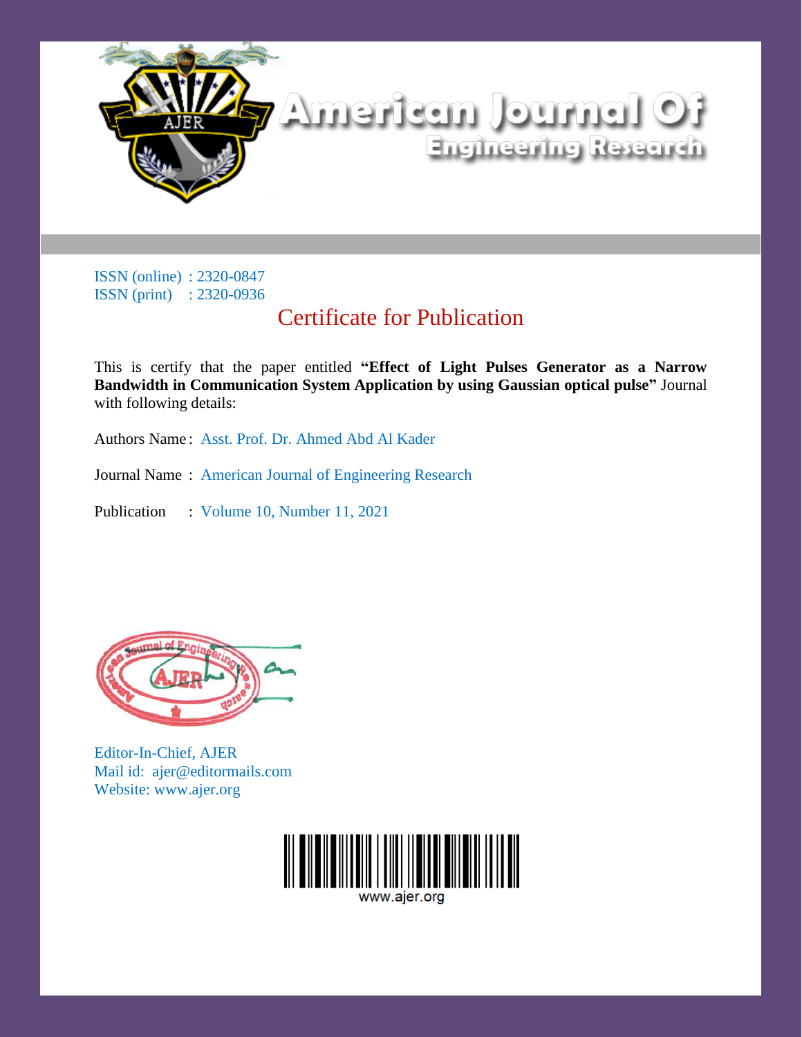# American Journal Of Engineering Research

ISSN (online) : 2320-0847
ISSN (print) : 2320-0936

## Certificate for Publication

This is certify that the paper entitled **"Effect of Light Pulses Generator as a Narrow Bandwidth in Communication System Application by using Gaussian optical pulse"** Journal with following details:

Authors Name : Asst. Prof. Dr. Ahmed Abd Al Kader

Journal Name : American Journal of Engineering Research

Publication : Volume 10, Number 11, 2021

Editor-In-Chief, AJER
Mail id: ajer@editormails.com
Website: www.ajer.org

www.ajer.org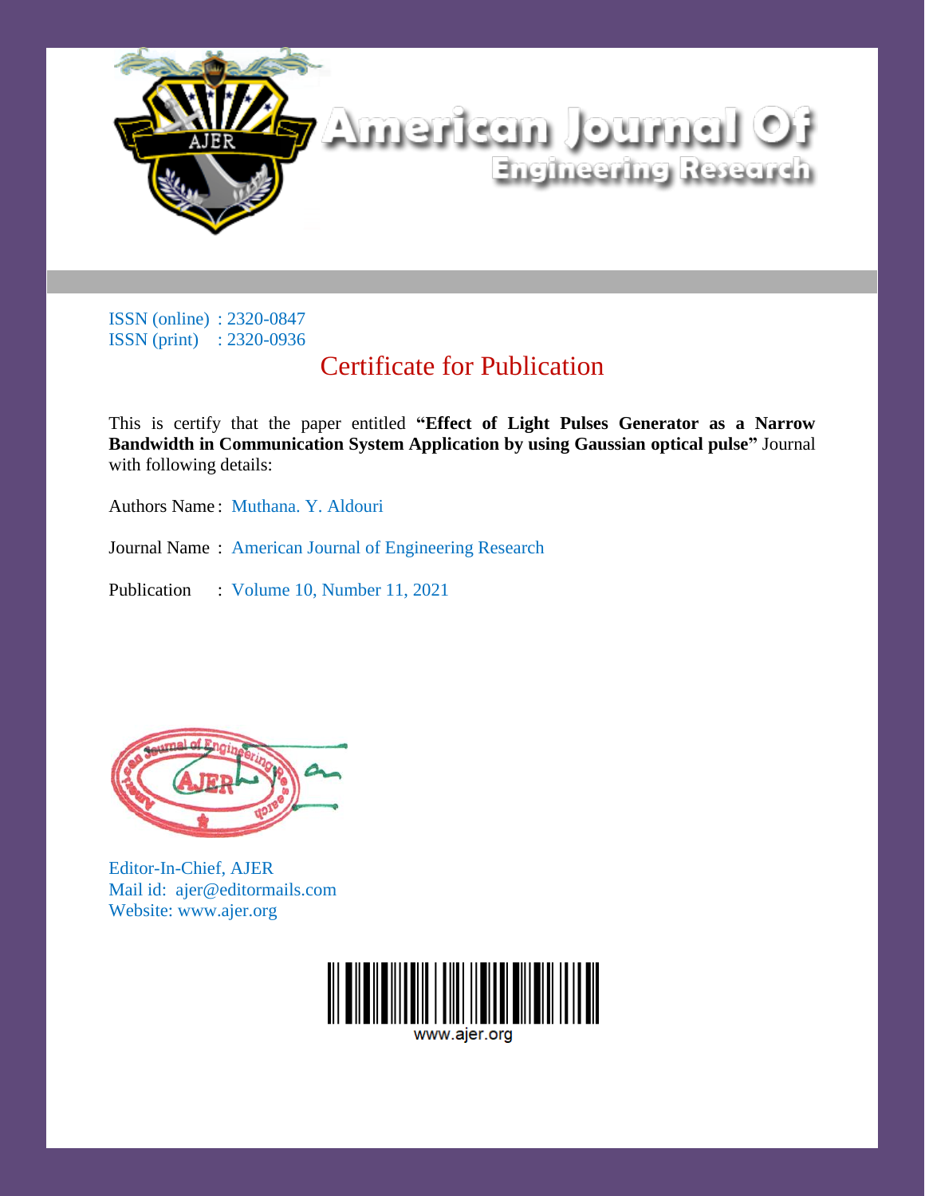# American Journal Of Engineering Research

ISSN (online) : 2320-0847
ISSN (print) : 2320-0936

## Certificate for Publication

This is certify that the paper entitled **"Effect of Light Pulses Generator as a Narrow Bandwidth in Communication System Application by using Gaussian optical pulse"** Journal with following details:

Authors Name : Muthana. Y. Aldouri

Journal Name : American Journal of Engineering Research

Publication : Volume 10, Number 11, 2021

Editor-In-Chief, AJER
Mail id: ajer@editormails.com
Website: www.ajer.org

www.ajer.org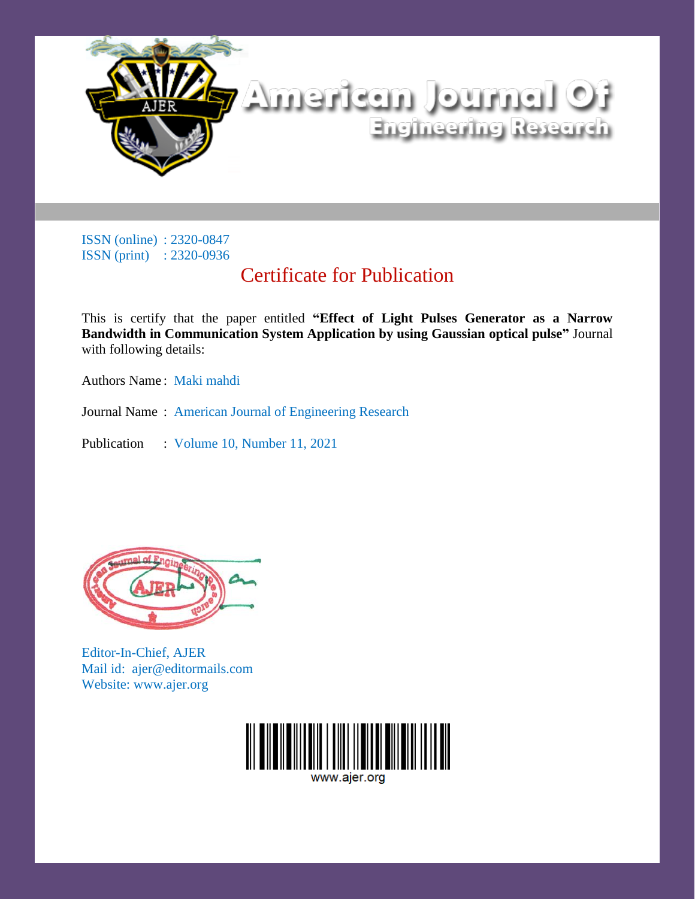# American Journal Of Engineering Research

ISSN (online) : 2320-0847
ISSN (print) : 2320-0936

## Certificate for Publication

This is certify that the paper entitled **"Effect of Light Pulses Generator as a Narrow Bandwidth in Communication System Application by using Gaussian optical pulse"** Journal with following details:

Authors Name : Maki mahdi

Journal Name : American Journal of Engineering Research

Publication : Volume 10, Number 11, 2021

Editor-In-Chief, AJER
Mail id: ajer@editormails.com
Website: www.ajer.org

www.ajer.org